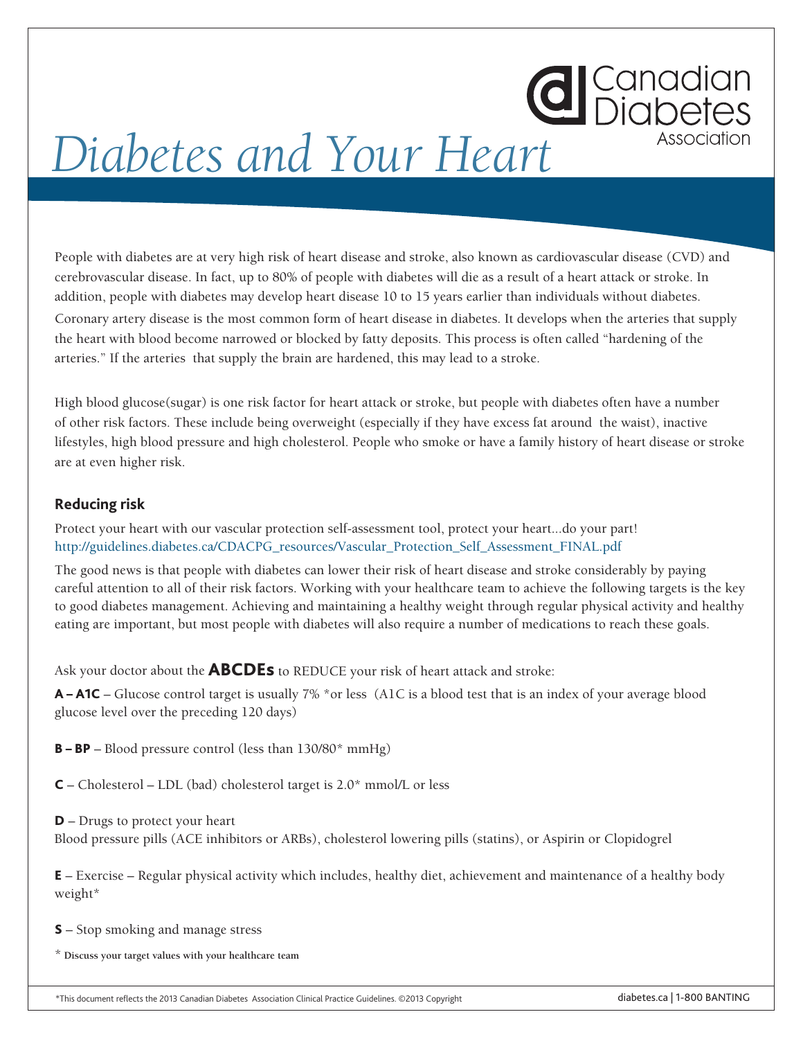Canadian Diabetes Association

# *Diabetes and Your Heart*

People with diabetes are at very high risk of heart disease and stroke, also known as cardiovascular disease (CVD) and cerebrovascular disease. In fact, up to 80% of people with diabetes will die as a result of a heart attack or stroke. In addition, people with diabetes may develop heart disease 10 to 15 years earlier than individuals without diabetes. Coronary artery disease is the most common form of heart disease in diabetes. It develops when the arteries that supply the heart with blood become narrowed or blocked by fatty deposits. This process is often called "hardening of the arteries." If the arteries that supply the brain are hardened, this may lead to a stroke.

High blood glucose(sugar) is one risk factor for heart attack or stroke, but people with diabetes often have a number of other risk factors. These include being overweight (especially if they have excess fat around the waist), inactive lifestyles, high blood pressure and high cholesterol. People who smoke or have a family history of heart disease or stroke are at even higher risk.

## Reducing risk

Protect your heart with our vascular protection self-assessment tool, protect your heart...do your part!
http://guidelines.diabetes.ca/CDACPG_resources/Vascular_Protection_Self_Assessment_FINAL.pdf

The good news is that people with diabetes can lower their risk of heart disease and stroke considerably by paying careful attention to all of their risk factors. Working with your healthcare team to achieve the following targets is the key to good diabetes management. Achieving and maintaining a healthy weight through regular physical activity and healthy eating are important, but most people with diabetes will also require a number of medications to reach these goals.

Ask your doctor about the **ABCDEs** to REDUCE your risk of heart attack and stroke:

**A – A1C** – Glucose control target is usually 7% *or less (A1C is a blood test that is an index of your average blood glucose level over the preceding 120 days)

**B – BP** – Blood pressure control (less than 130/80* mmHg)

**C** – Cholesterol – LDL (bad) cholesterol target is 2.0* mmol/L or less

**D** – Drugs to protect your heart
Blood pressure pills (ACE inhibitors or ARBs), cholesterol lowering pills (statins), or Aspirin or Clopidogrel

**E** – Exercise – Regular physical activity which includes, healthy diet, achievement and maintenance of a healthy body weight*

**S** – Stop smoking and manage stress

\* **Discuss your target values with your healthcare team**

*This document reflects the 2013 Canadian Diabetes Association Clinical Practice Guidelines. ©2013 Copyright

diabetes.ca | 1-800 BANTING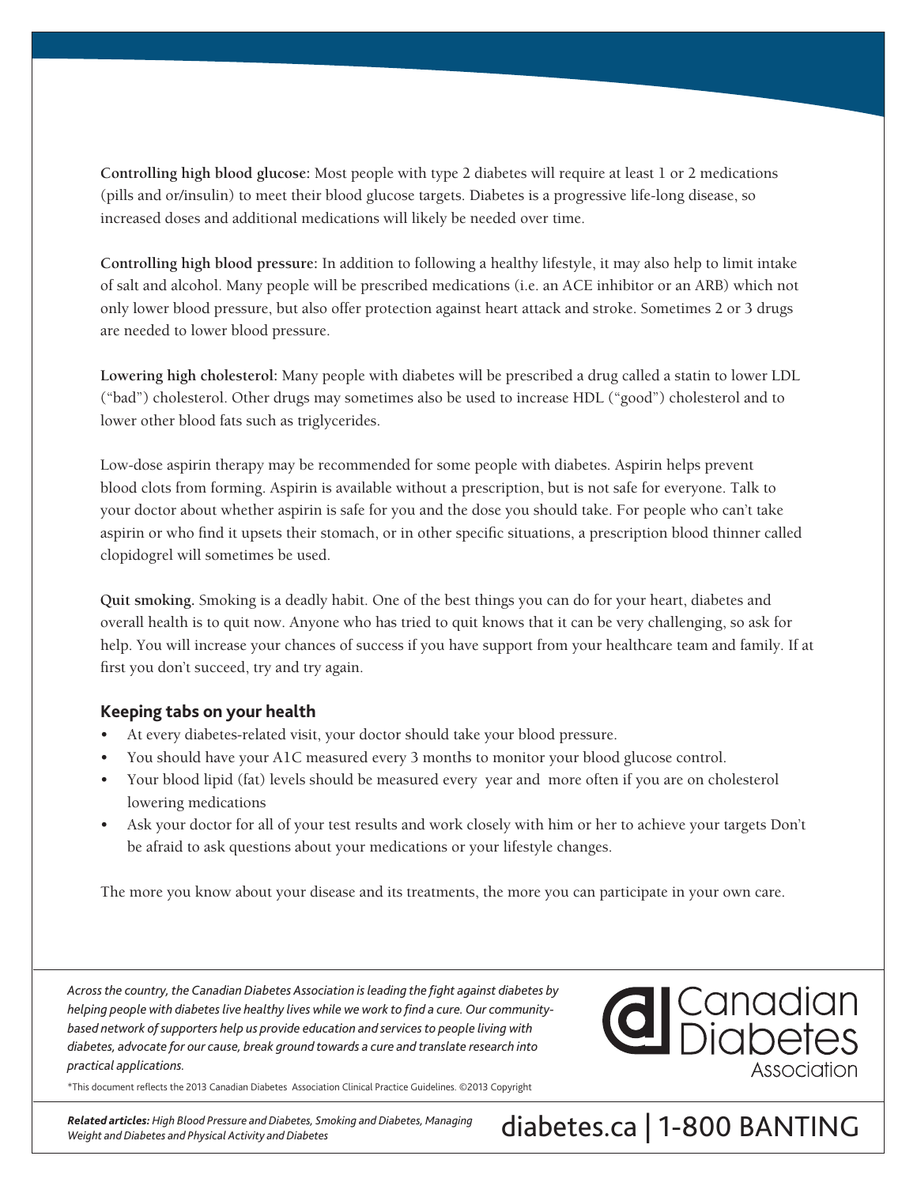**Controlling high blood glucose:** Most people with type 2 diabetes will require at least 1 or 2 medications (pills and or/insulin) to meet their blood glucose targets. Diabetes is a progressive life-long disease, so increased doses and additional medications will likely be needed over time.

**Controlling high blood pressure:** In addition to following a healthy lifestyle, it may also help to limit intake of salt and alcohol. Many people will be prescribed medications (i.e. an ACE inhibitor or an ARB) which not only lower blood pressure, but also offer protection against heart attack and stroke. Sometimes 2 or 3 drugs are needed to lower blood pressure.

**Lowering high cholesterol:** Many people with diabetes will be prescribed a drug called a statin to lower LDL ("bad") cholesterol. Other drugs may sometimes also be used to increase HDL ("good") cholesterol and to lower other blood fats such as triglycerides.

Low-dose aspirin therapy may be recommended for some people with diabetes. Aspirin helps prevent blood clots from forming. Aspirin is available without a prescription, but is not safe for everyone. Talk to your doctor about whether aspirin is safe for you and the dose you should take. For people who can't take aspirin or who find it upsets their stomach, or in other specific situations, a prescription blood thinner called clopidogrel will sometimes be used.

**Quit smoking.** Smoking is a deadly habit. One of the best things you can do for your heart, diabetes and overall health is to quit now. Anyone who has tried to quit knows that it can be very challenging, so ask for help. You will increase your chances of success if you have support from your healthcare team and family. If at first you don't succeed, try and try again.

## Keeping tabs on your health

- At every diabetes-related visit, your doctor should take your blood pressure.
- You should have your A1C measured every 3 months to monitor your blood glucose control.
- Your blood lipid (fat) levels should be measured every year and more often if you are on cholesterol lowering medications
- Ask your doctor for all of your test results and work closely with him or her to achieve your targets Don't be afraid to ask questions about your medications or your lifestyle changes.

The more you know about your disease and its treatments, the more you can participate in your own care.

*Across the country, the Canadian Diabetes Association is leading the fight against diabetes by helping people with diabetes live healthy lives while we work to find a cure. Our community-based network of supporters help us provide education and services to people living with diabetes, advocate for our cause, break ground towards a cure and translate research into practical applications.*

Canadian Diabetes Association

*This document reflects the 2013 Canadian Diabetes Association Clinical Practice Guidelines. ©2013 Copyright

***Related articles:*** *High Blood Pressure and Diabetes, Smoking and Diabetes, Managing Weight and Diabetes and Physical Activity and Diabetes*

diabetes.ca | 1-800 BANTING